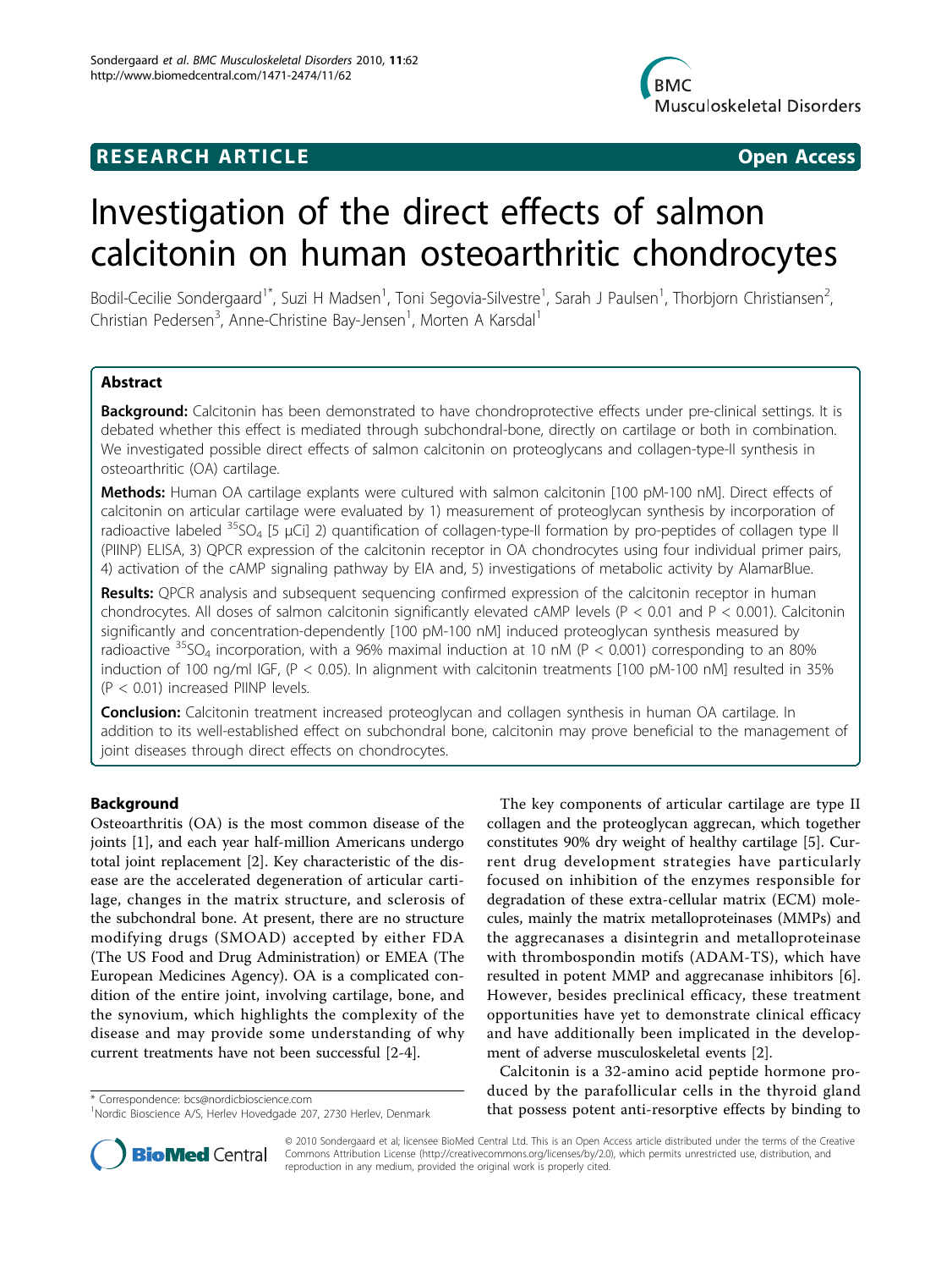RESEARCH ARTICLE

Open Access

# Investigation of the direct effects of salmon calcitonin on human osteoarthritic chondrocytes

Bodil-Cecilie Sondergaard[1*], Suzi H Madsen[1], Toni Segovia-Silvestre[1], Sarah J Paulsen[1], Thorbjorn Christiansen[2], Christian Pedersen[3], Anne-Christine Bay-Jensen[1], Morten A Karsdal[1]

## Abstract

**Background:** Calcitonin has been demonstrated to have chondroprotective effects under pre-clinical settings. It is debated whether this effect is mediated through subchondral-bone, directly on cartilage or both in combination. We investigated possible direct effects of salmon calcitonin on proteoglycans and collagen-type-II synthesis in osteoarthritic (OA) cartilage.

**Methods:** Human OA cartilage explants were cultured with salmon calcitonin [100 pM-100 nM]. Direct effects of calcitonin on articular cartilage were evaluated by 1) measurement of proteoglycan synthesis by incorporation of radioactive labeled $^{35}SO_4$ [5 μCi] 2) quantification of collagen-type-II formation by pro-peptides of collagen type II (PIINP) ELISA, 3) QPCR expression of the calcitonin receptor in OA chondrocytes using four individual primer pairs, 4) activation of the cAMP signaling pathway by EIA and, 5) investigations of metabolic activity by AlamarBlue.

**Results:** QPCR analysis and subsequent sequencing confirmed expression of the calcitonin receptor in human chondrocytes. All doses of salmon calcitonin significantly elevated cAMP levels ($P < 0.01$ and $P < 0.001$). Calcitonin significantly and concentration-dependently [100 pM-100 nM] induced proteoglycan synthesis measured by radioactive $^{35}SO_4$ incorporation, with a 96% maximal induction at 10 nM ($P < 0.001$) corresponding to an 80% induction of 100 ng/ml IGF, ($P < 0.05$). In alignment with calcitonin treatments [100 pM-100 nM] resulted in 35% ($P < 0.01$) increased PIINP levels.

**Conclusion:** Calcitonin treatment increased proteoglycan and collagen synthesis in human OA cartilage. In addition to its well-established effect on subchondral bone, calcitonin may prove beneficial to the management of joint diseases through direct effects on chondrocytes.

## Background

Osteoarthritis (OA) is the most common disease of the joints [1], and each year half-million Americans undergo total joint replacement [2]. Key characteristic of the disease are the accelerated degeneration of articular cartilage, changes in the matrix structure, and sclerosis of the subchondral bone. At present, there are no structure modifying drugs (SMOAD) accepted by either FDA (The US Food and Drug Administration) or EMEA (The European Medicines Agency). OA is a complicated condition of the entire joint, involving cartilage, bone, and the synovium, which highlights the complexity of the disease and may provide some understanding of why current treatments have not been successful [2-4].

The key components of articular cartilage are type II collagen and the proteoglycan aggrecan, which together constitutes 90% dry weight of healthy cartilage [5]. Current drug development strategies have particularly focused on inhibition of the enzymes responsible for degradation of these extra-cellular matrix (ECM) molecules, mainly the matrix metalloproteinases (MMPs) and the aggrecanases a disintegrin and metalloproteinase with thrombospondin motifs (ADAM-TS), which have resulted in potent MMP and aggrecanase inhibitors [6]. However, besides preclinical efficacy, these treatment opportunities have yet to demonstrate clinical efficacy and have additionally been implicated in the development of adverse musculoskeletal events [2].

Calcitonin is a 32-amino acid peptide hormone produced by the parafollicular cells in the thyroid gland that possess potent anti-resorptive effects by binding to

\* Correspondence: bcs@nordicbioscience.com
[1]Nordic Bioscience A/S, Herlev Hovedgade 207, 2730 Herlev, Denmark

© 2010 Sondergaard et al; licensee BioMed Central Ltd. This is an Open Access article distributed under the terms of the Creative Commons Attribution License (http://creativecommons.org/licenses/by/2.0), which permits unrestricted use, distribution, and reproduction in any medium, provided the original work is properly cited.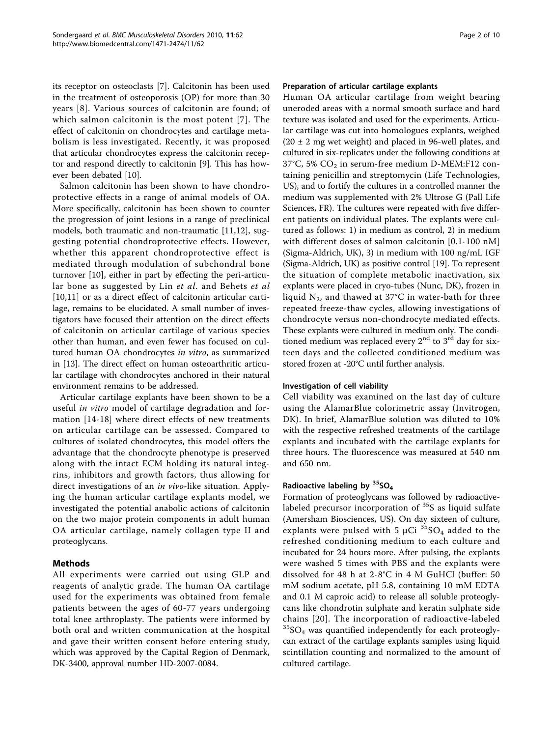its receptor on osteoclasts [7]. Calcitonin has been used in the treatment of osteoporosis (OP) for more than 30 years [8]. Various sources of calcitonin are found; of which salmon calcitonin is the most potent [7]. The effect of calcitonin on chondrocytes and cartilage metabolism is less investigated. Recently, it was proposed that articular chondrocytes express the calcitonin receptor and respond directly to calcitonin [9]. This has however been debated [10].

Salmon calcitonin has been shown to have chondroprotective effects in a range of animal models of OA. More specifically, calcitonin has been shown to counter the progression of joint lesions in a range of preclinical models, both traumatic and non-traumatic [11,12], suggesting potential chondroprotective effects. However, whether this apparent chondroprotective effect is mediated through modulation of subchondral bone turnover [10], either in part by effecting the peri-articular bone as suggested by Lin *et al*. and Behets *et al* [10,11] or as a direct effect of calcitonin articular cartilage, remains to be elucidated. A small number of investigators have focused their attention on the direct effects of calcitonin on articular cartilage of various species other than human, and even fewer has focused on cultured human OA chondrocytes *in vitro*, as summarized in [13]. The direct effect on human osteoarthritic articular cartilage with chondrocytes anchored in their natural environment remains to be addressed.

Articular cartilage explants have been shown to be a useful *in vitro* model of cartilage degradation and formation [14-18] where direct effects of new treatments on articular cartilage can be assessed. Compared to cultures of isolated chondrocytes, this model offers the advantage that the chondrocyte phenotype is preserved along with the intact ECM holding its natural integrins, inhibitors and growth factors, thus allowing for direct investigations of an *in vivo*-like situation. Applying the human articular cartilage explants model, we investigated the potential anabolic actions of calcitonin on the two major protein components in adult human OA articular cartilage, namely collagen type II and proteoglycans.

## Methods

All experiments were carried out using GLP and reagents of analytic grade. The human OA cartilage used for the experiments was obtained from female patients between the ages of 60-77 years undergoing total knee arthroplasty. The patients were informed by both oral and written communication at the hospital and gave their written consent before entering study, which was approved by the Capital Region of Denmark, DK-3400, approval number HD-2007-0084.

### Preparation of articular cartilage explants

Human OA articular cartilage from weight bearing uneroded areas with a normal smooth surface and hard texture was isolated and used for the experiments. Articular cartilage was cut into homologues explants, weighed ($20 \pm 2$ mg wet weight) and placed in 96-well plates, and cultured in six-replicates under the following conditions at 37°C, 5% $CO_2$ in serum-free medium D-MEM:F12 containing penicillin and streptomycin (Life Technologies, US), and to fortify the cultures in a controlled manner the medium was supplemented with 2% Ultrose G (Pall Life Sciences, FR). The cultures were repeated with five different patients on individual plates. The explants were cultured as follows: 1) in medium as control, 2) in medium with different doses of salmon calcitonin [0.1-100 nM] (Sigma-Aldrich, UK), 3) in medium with 100 ng/mL IGF (Sigma-Aldrich, UK) as positive control [19]. To represent the situation of complete metabolic inactivation, six explants were placed in cryo-tubes (Nunc, DK), frozen in liquid $N_2$, and thawed at 37°C in water-bath for three repeated freeze-thaw cycles, allowing investigations of chondrocyte versus non-chondrocyte mediated effects. These explants were cultured in medium only. The conditioned medium was replaced every 2nd to 3rd day for sixteen days and the collected conditioned medium was stored frozen at -20°C until further analysis.

### Investigation of cell viability

Cell viability was examined on the last day of culture using the AlamarBlue colorimetric assay (Invitrogen, DK). In brief, AlamarBlue solution was diluted to 10% with the respective refreshed treatments of the cartilage explants and incubated with the cartilage explants for three hours. The fluorescence was measured at 540 nm and 650 nm.

### Radioactive labeling by $^{35}SO_4$

Formation of proteoglycans was followed by radioactive-labeled precursor incorporation of $^{35}S$ as liquid sulfate (Amersham Biosciences, US). On day sixteen of culture, explants were pulsed with 5 μCi $^{35}SO_4$ added to the refreshed conditioning medium to each culture and incubated for 24 hours more. After pulsing, the explants were washed 5 times with PBS and the explants were dissolved for 48 h at 2-8°C in 4 M GuHCl (buffer: 50 mM sodium acetate, pH 5.8, containing 10 mM EDTA and 0.1 M caproic acid) to release all soluble proteoglycans like chondroitin sulphate and keratin sulphate side chains [20]. The incorporation of radioactive-labeled $^{35}SO_4$ was quantified independently for each proteoglycan extract of the cartilage explants samples using liquid scintillation counting and normalized to the amount of cultured cartilage.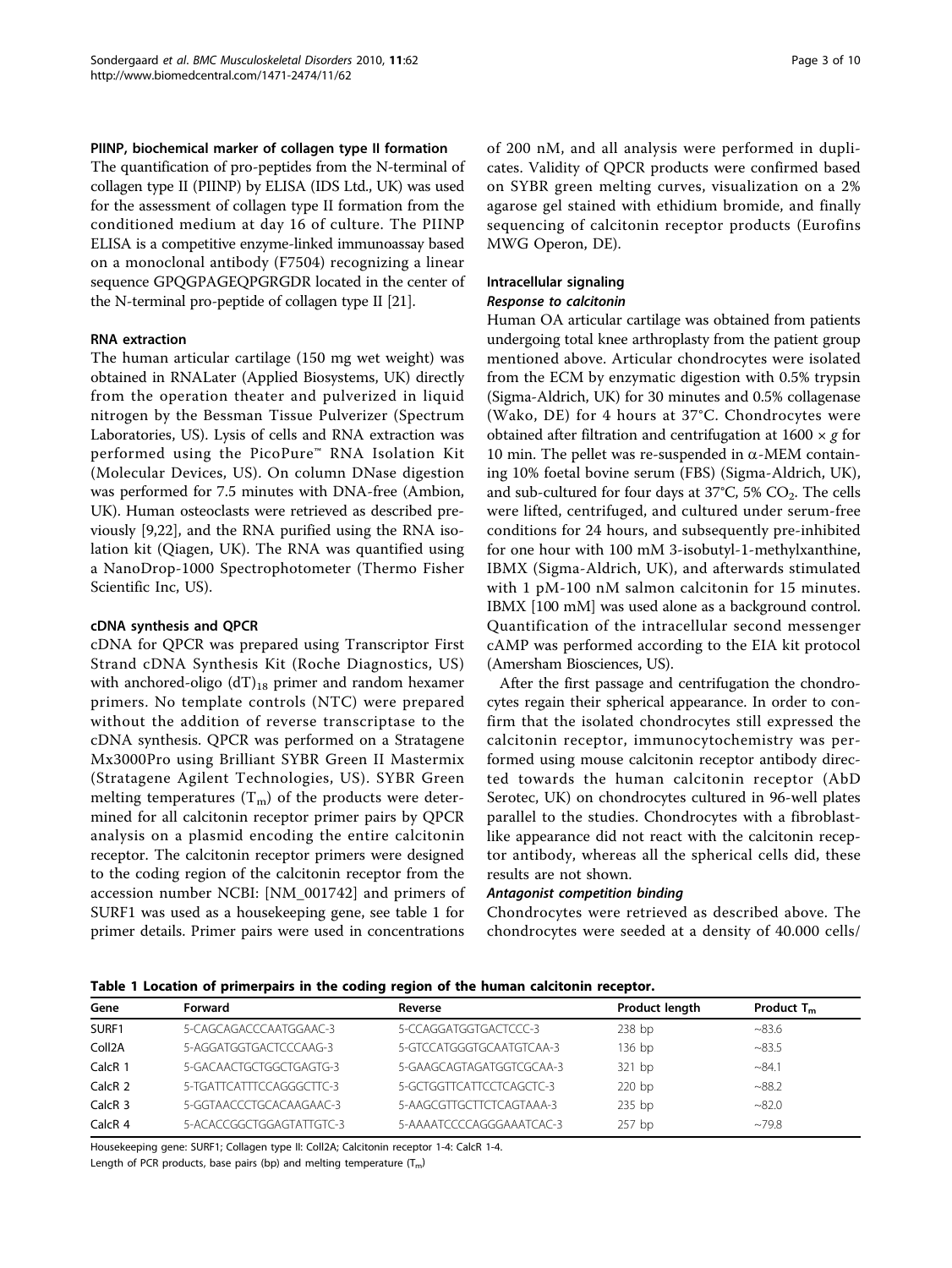### PIINP, biochemical marker of collagen type II formation

The quantification of pro-peptides from the N-terminal of collagen type II (PIINP) by ELISA (IDS Ltd., UK) was used for the assessment of collagen type II formation from the conditioned medium at day 16 of culture. The PIINP ELISA is a competitive enzyme-linked immunoassay based on a monoclonal antibody (F7504) recognizing a linear sequence GPQGPAGEQPGRGDR located in the center of the N-terminal pro-peptide of collagen type II [21].

### RNA extraction

The human articular cartilage (150 mg wet weight) was obtained in RNALater (Applied Biosystems, UK) directly from the operation theater and pulverized in liquid nitrogen by the Bessman Tissue Pulverizer (Spectrum Laboratories, US). Lysis of cells and RNA extraction was performed using the PicoPure™ RNA Isolation Kit (Molecular Devices, US). On column DNase digestion was performed for 7.5 minutes with DNA-free (Ambion, UK). Human osteoclasts were retrieved as described previously [9,22], and the RNA purified using the RNA isolation kit (Qiagen, UK). The RNA was quantified using a NanoDrop-1000 Spectrophotometer (Thermo Fisher Scientific Inc, US).

### cDNA synthesis and QPCR

cDNA for QPCR was prepared using Transcriptor First Strand cDNA Synthesis Kit (Roche Diagnostics, US) with anchored-oligo $(dT)_{18}$ primer and random hexamer primers. No template controls (NTC) were prepared without the addition of reverse transcriptase to the cDNA synthesis. QPCR was performed on a Stratagene Mx3000Pro using Brilliant SYBR Green II Mastermix (Stratagene Agilent Technologies, US). SYBR Green melting temperatures ($T_m$) of the products were determined for all calcitonin receptor primer pairs by QPCR analysis on a plasmid encoding the entire calcitonin receptor. The calcitonin receptor primers were designed to the coding region of the calcitonin receptor from the accession number NCBI: [NM_001742] and primers of SURF1 was used as a housekeeping gene, see table 1 for primer details. Primer pairs were used in concentrations of 200 nM, and all analysis were performed in duplicates. Validity of QPCR products were confirmed based on SYBR green melting curves, visualization on a 2% agarose gel stained with ethidium bromide, and finally sequencing of calcitonin receptor products (Eurofins MWG Operon, DE).

### Intracellular signaling

#### *Response to calcitonin*

Human OA articular cartilage was obtained from patients undergoing total knee arthroplasty from the patient group mentioned above. Articular chondrocytes were isolated from the ECM by enzymatic digestion with 0.5% trypsin (Sigma-Aldrich, UK) for 30 minutes and 0.5% collagenase (Wako, DE) for 4 hours at 37°C. Chondrocytes were obtained after filtration and centrifugation at 1600 × *g* for 10 min. The pellet was re-suspended in α-MEM containing 10% foetal bovine serum (FBS) (Sigma-Aldrich, UK), and sub-cultured for four days at 37°C, 5% $CO_2$. The cells were lifted, centrifuged, and cultured under serum-free conditions for 24 hours, and subsequently pre-inhibited for one hour with 100 mM 3-isobutyl-1-methylxanthine, IBMX (Sigma-Aldrich, UK), and afterwards stimulated with 1 pM-100 nM salmon calcitonin for 15 minutes. IBMX [100 mM] was used alone as a background control. Quantification of the intracellular second messenger cAMP was performed according to the EIA kit protocol (Amersham Biosciences, US).

After the first passage and centrifugation the chondrocytes regain their spherical appearance. In order to confirm that the isolated chondrocytes still expressed the calcitonin receptor, immunocytochemistry was performed using mouse calcitonin receptor antibody directed towards the human calcitonin receptor (AbD Serotec, UK) on chondrocytes cultured in 96-well plates parallel to the studies. Chondrocytes with a fibroblast-like appearance did not react with the calcitonin receptor antibody, whereas all the spherical cells did, these results are not shown.

#### *Antagonist competition binding*

Chondrocytes were retrieved as described above. The chondrocytes were seeded at a density of 40.000 cells/

**Table 1 Location of primerpairs in the coding region of the human calcitonin receptor.**

| Gene | Forward | Reverse | Product length | Product $T_m$ |
|---|---|---|---|---|
| SURF1 | 5-CAGCAGACCCAATGGAAC-3 | 5-CCAGGATGGTGACTCCC-3 | 238 bp | ~83.6 |
| Coll2A | 5-AGGATGGTGACTCCCAAG-3 | 5-GTCCATGGGTGCAATGTCAA-3 | 136 bp | ~83.5 |
| CalcR 1 | 5-GACAACTGCTGGCTGAGTG-3 | 5-GAAGCAGTAGATGGTCGCAA-3 | 321 bp | ~84.1 |
| CalcR 2 | 5-TGATTCATTTCCAGGGCTTC-3 | 5-GCTGGTTCATTCCTCAGCTC-3 | 220 bp | ~88.2 |
| CalcR 3 | 5-GGTAACCCTGCACAAGAAC-3 | 5-AAGCGTTGCTTCTCAGTAAA-3 | 235 bp | ~82.0 |
| CalcR 4 | 5-ACACCGGCTGGAGTATTGTC-3 | 5-AAAATCCCCAGGGAAATCAC-3 | 257 bp | ~79.8 |

Housekeeping gene: SURF1; Collagen type II: Coll2A; Calcitonin receptor 1-4: CalcR 1-4.

Length of PCR products, base pairs (bp) and melting temperature ($T_m$)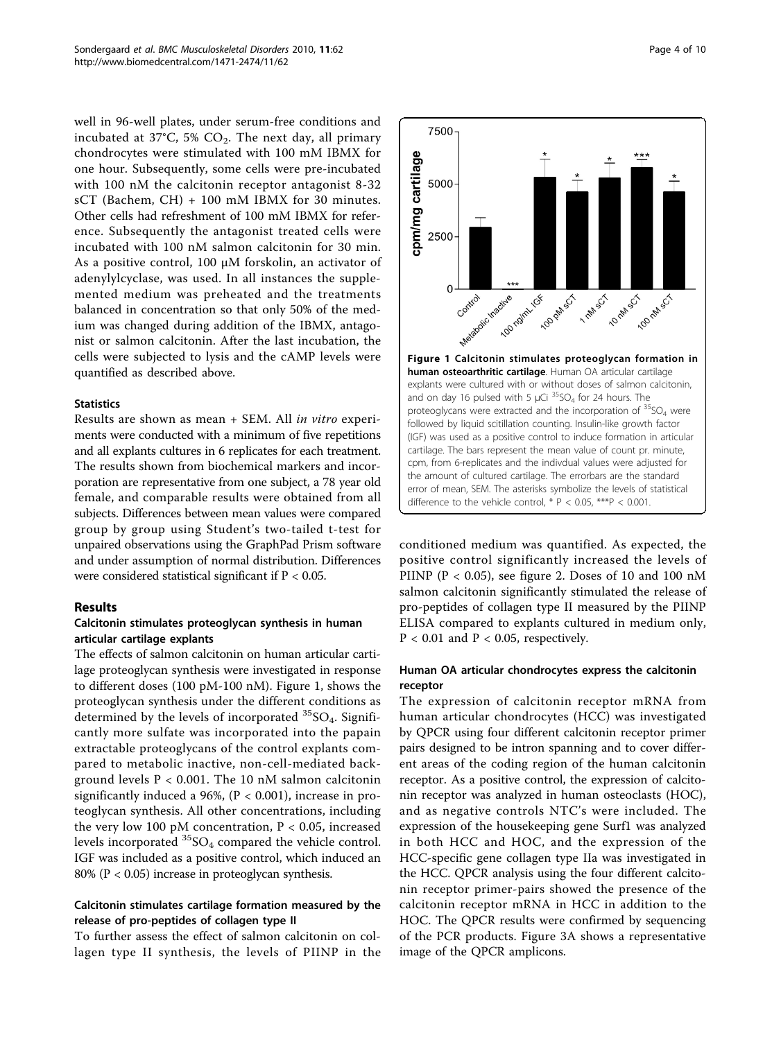well in 96-well plates, under serum-free conditions and incubated at 37°C, 5% $CO_2$. The next day, all primary chondrocytes were stimulated with 100 mM IBMX for one hour. Subsequently, some cells were pre-incubated with 100 nM the calcitonin receptor antagonist 8-32 sCT (Bachem, CH) + 100 mM IBMX for 30 minutes. Other cells had refreshment of 100 mM IBMX for reference. Subsequently the antagonist treated cells were incubated with 100 nM salmon calcitonin for 30 min. As a positive control, 100 μM forskolin, an activator of adenylylcyclase, was used. In all instances the supplemented medium was preheated and the treatments balanced in concentration so that only 50% of the medium was changed during addition of the IBMX, antagonist or salmon calcitonin. After the last incubation, the cells were subjected to lysis and the cAMP levels were quantified as described above.

### Statistics

Results are shown as mean + SEM. All *in vitro* experiments were conducted with a minimum of five repetitions and all explants cultures in 6 replicates for each treatment. The results shown from biochemical markers and incorporation are representative from one subject, a 78 year old female, and comparable results were obtained from all subjects. Differences between mean values were compared group by group using Student's two-tailed t-test for unpaired observations using the GraphPad Prism software and under assumption of normal distribution. Differences were considered statistical significant if $P < 0.05$.

## Results

### Calcitonin stimulates proteoglycan synthesis in human articular cartilage explants

The effects of salmon calcitonin on human articular cartilage proteoglycan synthesis were investigated in response to different doses (100 pM-100 nM). Figure 1, shows the proteoglycan synthesis under the different conditions as determined by the levels of incorporated $^{35}SO_4$. Significantly more sulfate was incorporated into the papain extractable proteoglycans of the control explants compared to metabolic inactive, non-cell-mediated background levels $P < 0.001$. The 10 nM salmon calcitonin significantly induced a 96%, ($P < 0.001$), increase in proteoglycan synthesis. All other concentrations, including the very low 100 pM concentration, $P < 0.05$, increased levels incorporated $^{35}SO_4$ compared the vehicle control. IGF was included as a positive control, which induced an 80% ($P < 0.05$) increase in proteoglycan synthesis.

**Figure 1 Calcitonin stimulates proteoglycan formation in human osteoarthritic cartilage**. Human OA articular cartilage explants were cultured with or without doses of salmon calcitonin, and on day 16 pulsed with 5 μCi $^{35}SO_4$ for 24 hours. The proteoglycans were extracted and the incorporation of $^{35}SO_4$ were followed by liquid scitillation counting. Insulin-like growth factor (IGF) was used as a positive control to induce formation in articular cartilage. The bars represent the mean value of count pr. minute, cpm, from 6-replicates and the indivdual values were adjusted for the amount of cultured cartilage. The errorbars are the standard error of mean, SEM. The asterisks symbolize the levels of statistical difference to the vehicle control, * $P < 0.05$, *** $P < 0.001$.

### Calcitonin stimulates cartilage formation measured by the release of pro-peptides of collagen type II

To further assess the effect of salmon calcitonin on collagen type II synthesis, the levels of PIINP in the conditioned medium was quantified. As expected, the positive control significantly increased the levels of PIINP ($P < 0.05$), see figure 2. Doses of 10 and 100 nM salmon calcitonin significantly stimulated the release of pro-peptides of collagen type II measured by the PIINP ELISA compared to explants cultured in medium only, $P < 0.01$ and $P < 0.05$, respectively.

### Human OA articular chondrocytes express the calcitonin receptor

The expression of calcitonin receptor mRNA from human articular chondrocytes (HCC) was investigated by QPCR using four different calcitonin receptor primer pairs designed to be intron spanning and to cover different areas of the coding region of the human calcitonin receptor. As a positive control, the expression of calcitonin receptor was analyzed in human osteoclasts (HOC), and as negative controls NTC's were included. The expression of the housekeeping gene Surf1 was analyzed in both HCC and HOC, and the expression of the HCC-specific gene collagen type IIa was investigated in the HCC. QPCR analysis using the four different calcitonin receptor primer-pairs showed the presence of the calcitonin receptor mRNA in HCC in addition to the HOC. The QPCR results were confirmed by sequencing of the PCR products. Figure 3A shows a representative image of the QPCR amplicons.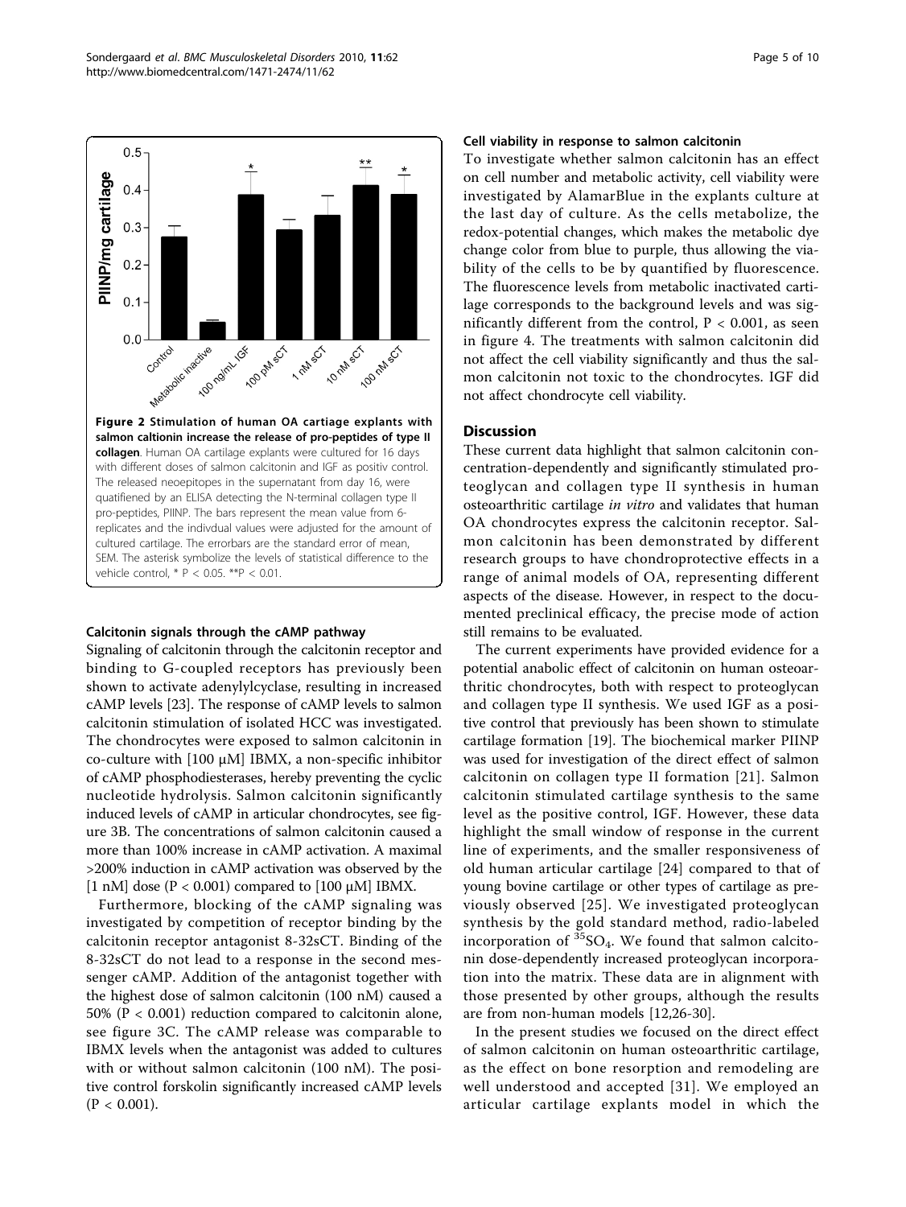**Figure 2 Stimulation of human OA cartiage explants with salmon caltionin increase the release of pro-peptides of type II collagen**. Human OA cartilage explants were cultured for 16 days with different doses of salmon calcitonin and IGF as positiv control. The released neoepitopes in the supernatant from day 16, were quatifiened by an ELISA detecting the N-terminal collagen type II pro-peptides, PIINP. The bars represent the mean value from 6-replicates and the indivdual values were adjusted for the amount of cultured cartilage. The errorbars are the standard error of mean, SEM. The asterisk symbolize the levels of statistical difference to the vehicle control, * P < 0.05. **P < 0.01.

#### Calcitonin signals through the cAMP pathway

Signaling of calcitonin through the calcitonin receptor and binding to G-coupled receptors has previously been shown to activate adenylylcyclase, resulting in increased cAMP levels [23]. The response of cAMP levels to salmon calcitonin stimulation of isolated HCC was investigated. The chondrocytes were exposed to salmon calcitonin in co-culture with [100 μM] IBMX, a non-specific inhibitor of cAMP phosphodiesterases, hereby preventing the cyclic nucleotide hydrolysis. Salmon calcitonin significantly induced levels of cAMP in articular chondrocytes, see figure 3B. The concentrations of salmon calcitonin caused a more than 100% increase in cAMP activation. A maximal >200% induction in cAMP activation was observed by the [1 nM] dose ($P < 0.001$) compared to [100 μM] IBMX.

Furthermore, blocking of the cAMP signaling was investigated by competition of receptor binding by the calcitonin receptor antagonist 8-32sCT. Binding of the 8-32sCT do not lead to a response in the second messenger cAMP. Addition of the antagonist together with the highest dose of salmon calcitonin (100 nM) caused a 50% ($P < 0.001$) reduction compared to calcitonin alone, see figure 3C. The cAMP release was comparable to IBMX levels when the antagonist was added to cultures with or without salmon calcitonin (100 nM). The positive control forskolin significantly increased cAMP levels ($P < 0.001$).

#### Cell viability in response to salmon calcitonin

To investigate whether salmon calcitonin has an effect on cell number and metabolic activity, cell viability were investigated by AlamarBlue in the explants culture at the last day of culture. As the cells metabolize, the redox-potential changes, which makes the metabolic dye change color from blue to purple, thus allowing the viability of the cells to be by quantified by fluorescence. The fluorescence levels from metabolic inactivated cartilage corresponds to the background levels and was significantly different from the control, $P < 0.001$, as seen in figure 4. The treatments with salmon calcitonin did not affect the cell viability significantly and thus the salmon calcitonin not toxic to the chondrocytes. IGF did not affect chondrocyte cell viability.

## Discussion

These current data highlight that salmon calcitonin concentration-dependently and significantly stimulated proteoglycan and collagen type II synthesis in human osteoarthritic cartilage *in vitro* and validates that human OA chondrocytes express the calcitonin receptor. Salmon calcitonin has been demonstrated by different research groups to have chondroprotective effects in a range of animal models of OA, representing different aspects of the disease. However, in respect to the documented preclinical efficacy, the precise mode of action still remains to be evaluated.

The current experiments have provided evidence for a potential anabolic effect of calcitonin on human osteoarthritic chondrocytes, both with respect to proteoglycan and collagen type II synthesis. We used IGF as a positive control that previously has been shown to stimulate cartilage formation [19]. The biochemical marker PIINP was used for investigation of the direct effect of salmon calcitonin on collagen type II formation [21]. Salmon calcitonin stimulated cartilage synthesis to the same level as the positive control, IGF. However, these data highlight the small window of response in the current line of experiments, and the smaller responsiveness of old human articular cartilage [24] compared to that of young bovine cartilage or other types of cartilage as previously observed [25]. We investigated proteoglycan synthesis by the gold standard method, radio-labeled incorporation of $^{35}SO_4$. We found that salmon calcitonin dose-dependently increased proteoglycan incorporation into the matrix. These data are in alignment with those presented by other groups, although the results are from non-human models [12,26-30].

In the present studies we focused on the direct effect of salmon calcitonin on human osteoarthritic cartilage, as the effect on bone resorption and remodeling are well understood and accepted [31]. We employed an articular cartilage explants model in which the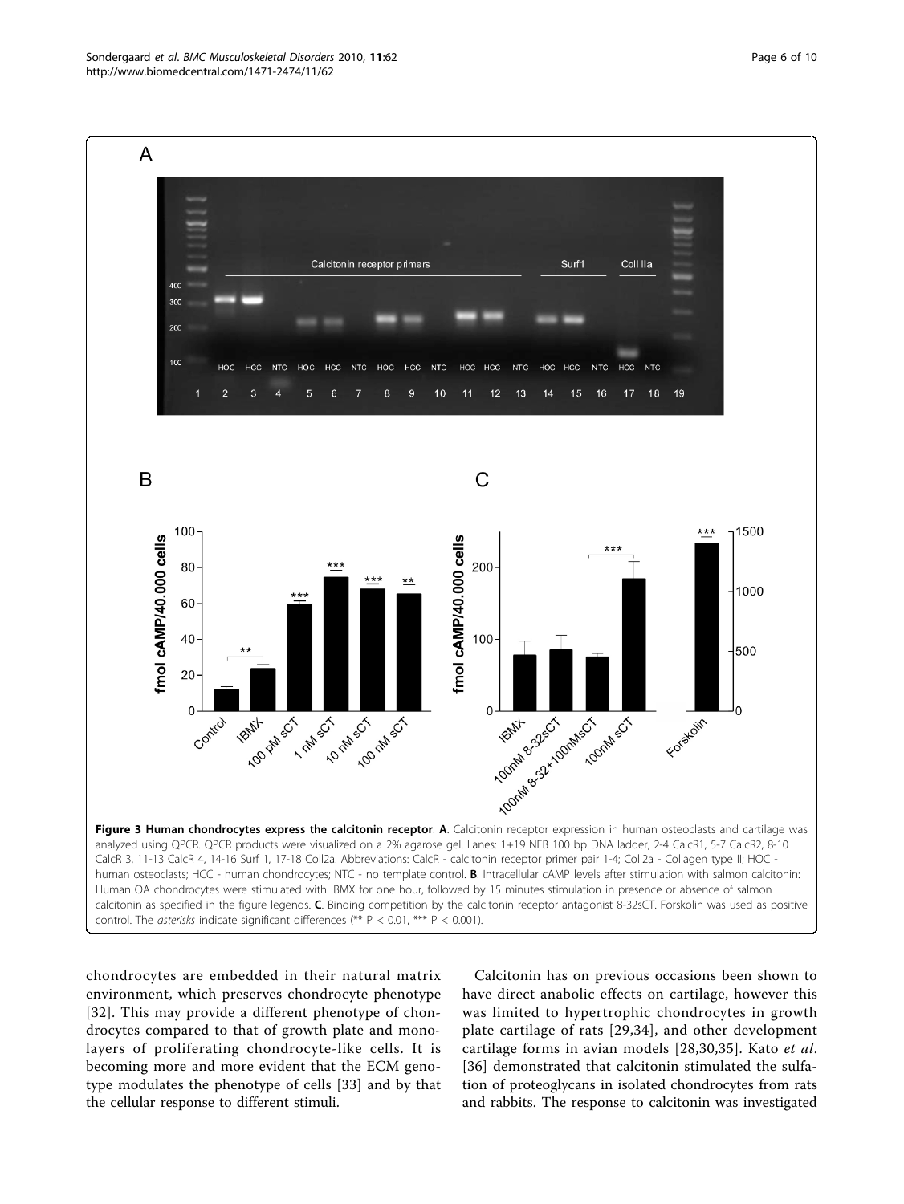**Figure 3 Human chondrocytes express the calcitonin receptor**. **A**. Calcitonin receptor expression in human osteoclasts and cartilage was analyzed using QPCR. QPCR products were visualized on a 2% agarose gel. Lanes: 1+19 NEB 100 bp DNA ladder, 2-4 CalcR1, 5-7 CalcR2, 8-10 CalcR 3, 11-13 CalcR 4, 14-16 Surf 1, 17-18 Coll2a. Abbreviations: CalcR - calcitonin receptor primer pair 1-4; Coll2a - Collagen type II; HOC - human osteoclasts; HCC - human chondrocytes; NTC - no template control. **B**. Intracellular cAMP levels after stimulation with salmon calcitonin: Human OA chondrocytes were stimulated with IBMX for one hour, followed by 15 minutes stimulation in presence or absence of salmon calcitonin as specified in the figure legends. **C**. Binding competition by the calcitonin receptor antagonist 8-32sCT. Forskolin was used as positive control. The *asterisks* indicate significant differences (** $P < 0.01$, *** $P < 0.001$).

chondrocytes are embedded in their natural matrix environment, which preserves chondrocyte phenotype [32]. This may provide a different phenotype of chondrocytes compared to that of growth plate and monolayers of proliferating chondrocyte-like cells. It is becoming more and more evident that the ECM genotype modulates the phenotype of cells [33] and by that the cellular response to different stimuli.

Calcitonin has on previous occasions been shown to have direct anabolic effects on cartilage, however this was limited to hypertrophic chondrocytes in growth plate cartilage of rats [29,34], and other development cartilage forms in avian models [28,30,35]. Kato *et al*. [36] demonstrated that calcitonin stimulated the sulfation of proteoglycans in isolated chondrocytes from rats and rabbits. The response to calcitonin was investigated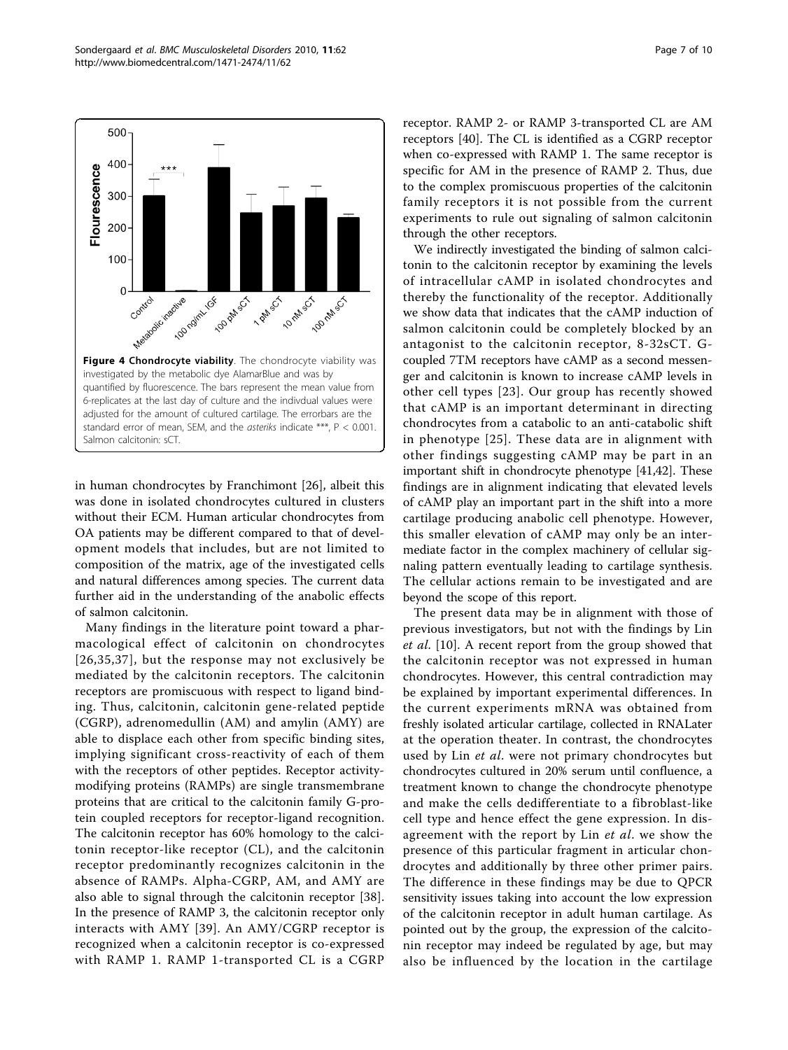**Figure 4 Chondrocyte viability**. The chondrocyte viability was investigated by the metabolic dye AlamarBlue and was by quantified by fluorescence. The bars represent the mean value from 6-replicates at the last day of culture and the indivdual values were adjusted for the amount of cultured cartilage. The errorbars are the standard error of mean, SEM, and the *asteriks* indicate ***, P < 0.001. Salmon calcitonin: sCT.

in human chondrocytes by Franchimont [26], albeit this was done in isolated chondrocytes cultured in clusters without their ECM. Human articular chondrocytes from OA patients may be different compared to that of development models that includes, but are not limited to composition of the matrix, age of the investigated cells and natural differences among species. The current data further aid in the understanding of the anabolic effects of salmon calcitonin.

Many findings in the literature point toward a pharmacological effect of calcitonin on chondrocytes [26,35,37], but the response may not exclusively be mediated by the calcitonin receptors. The calcitonin receptors are promiscuous with respect to ligand binding. Thus, calcitonin, calcitonin gene-related peptide (CGRP), adrenomedullin (AM) and amylin (AMY) are able to displace each other from specific binding sites, implying significant cross-reactivity of each of them with the receptors of other peptides. Receptor activity-modifying proteins (RAMPs) are single transmembrane proteins that are critical to the calcitonin family G-protein coupled receptors for receptor-ligand recognition. The calcitonin receptor has 60% homology to the calcitonin receptor-like receptor (CL), and the calcitonin receptor predominantly recognizes calcitonin in the absence of RAMPs. Alpha-CGRP, AM, and AMY are also able to signal through the calcitonin receptor [38]. In the presence of RAMP 3, the calcitonin receptor only interacts with AMY [39]. An AMY/CGRP receptor is recognized when a calcitonin receptor is co-expressed with RAMP 1. RAMP 1-transported CL is a CGRP receptor. RAMP 2- or RAMP 3-transported CL are AM receptors [40]. The CL is identified as a CGRP receptor when co-expressed with RAMP 1. The same receptor is specific for AM in the presence of RAMP 2. Thus, due to the complex promiscuous properties of the calcitonin family receptors it is not possible from the current experiments to rule out signaling of salmon calcitonin through the other receptors.

We indirectly investigated the binding of salmon calcitonin to the calcitonin receptor by examining the levels of intracellular cAMP in isolated chondrocytes and thereby the functionality of the receptor. Additionally we show data that indicates that the cAMP induction of salmon calcitonin could be completely blocked by an antagonist to the calcitonin receptor, 8-32sCT. G-coupled 7TM receptors have cAMP as a second messenger and calcitonin is known to increase cAMP levels in other cell types [23]. Our group has recently showed that cAMP is an important determinant in directing chondrocytes from a catabolic to an anti-catabolic shift in phenotype [25]. These data are in alignment with other findings suggesting cAMP may be part in an important shift in chondrocyte phenotype [41,42]. These findings are in alignment indicating that elevated levels of cAMP play an important part in the shift into a more cartilage producing anabolic cell phenotype. However, this smaller elevation of cAMP may only be an intermediate factor in the complex machinery of cellular signaling pattern eventually leading to cartilage synthesis. The cellular actions remain to be investigated and are beyond the scope of this report.

The present data may be in alignment with those of previous investigators, but not with the findings by Lin *et al*. [10]. A recent report from the group showed that the calcitonin receptor was not expressed in human chondrocytes. However, this central contradiction may be explained by important experimental differences. In the current experiments mRNA was obtained from freshly isolated articular cartilage, collected in RNALater at the operation theater. In contrast, the chondrocytes used by Lin *et al*. were not primary chondrocytes but chondrocytes cultured in 20% serum until confluence, a treatment known to change the chondrocyte phenotype and make the cells dedifferentiate to a fibroblast-like cell type and hence effect the gene expression. In disagreement with the report by Lin *et al*. we show the presence of this particular fragment in articular chondrocytes and additionally by three other primer pairs. The difference in these findings may be due to QPCR sensitivity issues taking into account the low expression of the calcitonin receptor in adult human cartilage. As pointed out by the group, the expression of the calcitonin receptor may indeed be regulated by age, but may also be influenced by the location in the cartilage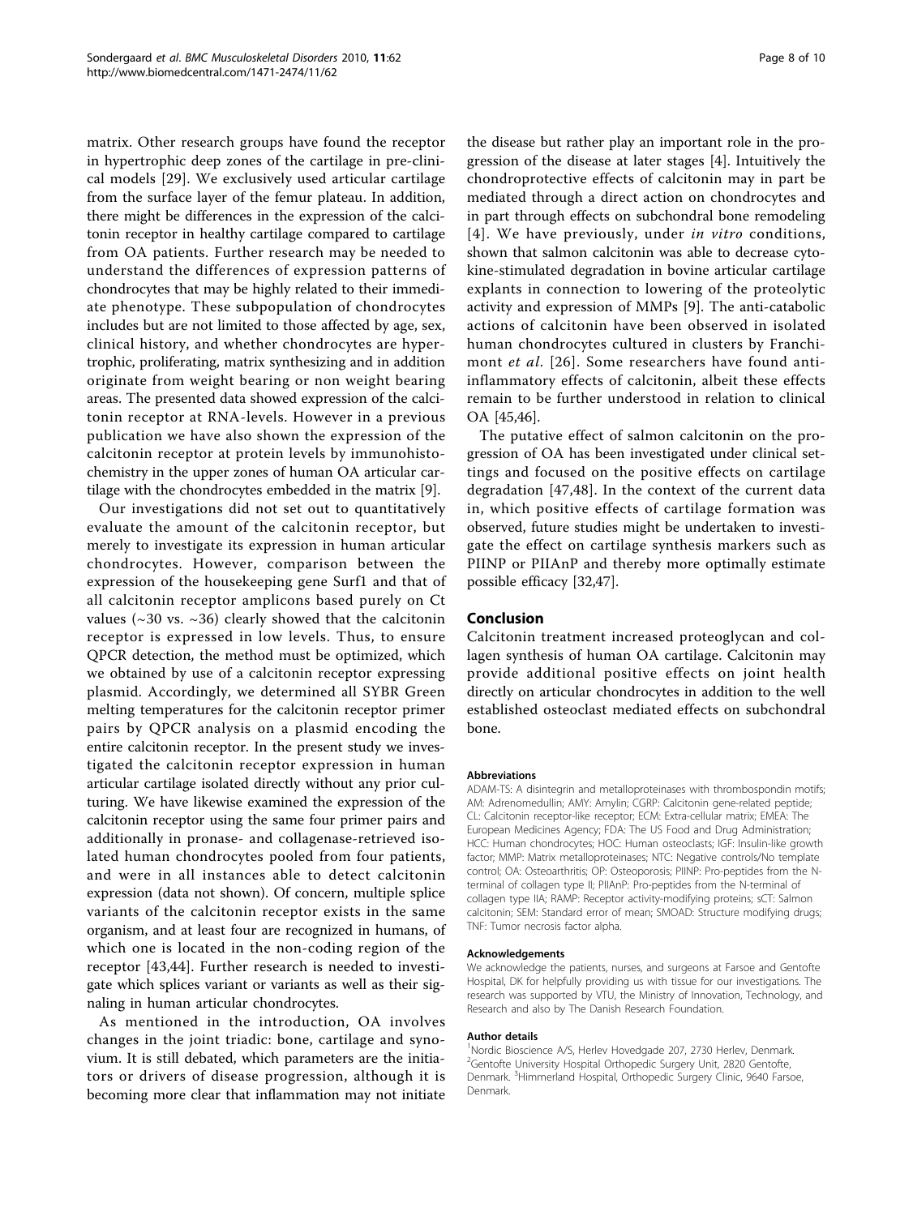matrix. Other research groups have found the receptor in hypertrophic deep zones of the cartilage in pre-clinical models [29]. We exclusively used articular cartilage from the surface layer of the femur plateau. In addition, there might be differences in the expression of the calcitonin receptor in healthy cartilage compared to cartilage from OA patients. Further research may be needed to understand the differences of expression patterns of chondrocytes that may be highly related to their immediate phenotype. These subpopulation of chondrocytes includes but are not limited to those affected by age, sex, clinical history, and whether chondrocytes are hypertrophic, proliferating, matrix synthesizing and in addition originate from weight bearing or non weight bearing areas. The presented data showed expression of the calcitonin receptor at RNA-levels. However in a previous publication we have also shown the expression of the calcitonin receptor at protein levels by immunohistochemistry in the upper zones of human OA articular cartilage with the chondrocytes embedded in the matrix [9].

Our investigations did not set out to quantitatively evaluate the amount of the calcitonin receptor, but merely to investigate its expression in human articular chondrocytes. However, comparison between the expression of the housekeeping gene Surf1 and that of all calcitonin receptor amplicons based purely on Ct values (~30 vs. ~36) clearly showed that the calcitonin receptor is expressed in low levels. Thus, to ensure QPCR detection, the method must be optimized, which we obtained by use of a calcitonin receptor expressing plasmid. Accordingly, we determined all SYBR Green melting temperatures for the calcitonin receptor primer pairs by QPCR analysis on a plasmid encoding the entire calcitonin receptor. In the present study we investigated the calcitonin receptor expression in human articular cartilage isolated directly without any prior culturing. We have likewise examined the expression of the calcitonin receptor using the same four primer pairs and additionally in pronase- and collagenase-retrieved isolated human chondrocytes pooled from four patients, and were in all instances able to detect calcitonin expression (data not shown). Of concern, multiple splice variants of the calcitonin receptor exists in the same organism, and at least four are recognized in humans, of which one is located in the non-coding region of the receptor [43,44]. Further research is needed to investigate which splices variant or variants as well as their signaling in human articular chondrocytes.

As mentioned in the introduction, OA involves changes in the joint triadic: bone, cartilage and synovium. It is still debated, which parameters are the initiators or drivers of disease progression, although it is becoming more clear that inflammation may not initiate the disease but rather play an important role in the progression of the disease at later stages [4]. Intuitively the chondroprotective effects of calcitonin may in part be mediated through a direct action on chondrocytes and in part through effects on subchondral bone remodeling [4]. We have previously, under *in vitro* conditions, shown that salmon calcitonin was able to decrease cytokine-stimulated degradation in bovine articular cartilage explants in connection to lowering of the proteolytic activity and expression of MMPs [9]. The anti-catabolic actions of calcitonin have been observed in isolated human chondrocytes cultured in clusters by Franchimont *et al.* [26]. Some researchers have found anti-inflammatory effects of calcitonin, albeit these effects remain to be further understood in relation to clinical OA [45,46].

The putative effect of salmon calcitonin on the progression of OA has been investigated under clinical settings and focused on the positive effects on cartilage degradation [47,48]. In the context of the current data in, which positive effects of cartilage formation was observed, future studies might be undertaken to investigate the effect on cartilage synthesis markers such as PIINP or PIIAnP and thereby more optimally estimate possible efficacy [32,47].

## Conclusion

Calcitonin treatment increased proteoglycan and collagen synthesis of human OA cartilage. Calcitonin may provide additional positive effects on joint health directly on articular chondrocytes in addition to the well established osteoclast mediated effects on subchondral bone.

#### Abbreviations

ADAM-TS: A disintegrin and metalloproteinases with thrombospondin motifs; AM: Adrenomedullin; AMY: Amylin; CGRP: Calcitonin gene-related peptide; CL: Calcitonin receptor-like receptor; ECM: Extra-cellular matrix; EMEA: The European Medicines Agency; FDA: The US Food and Drug Administration; HCC: Human chondrocytes; HOC: Human osteoclasts; IGF: Insulin-like growth factor; MMP: Matrix metalloproteinases; NTC: Negative controls/No template control; OA: Osteoarthritis; OP: Osteoporosis; PIINP: Pro-peptides from the N-terminal of collagen type II; PIIAnP: Pro-peptides from the N-terminal of collagen type IIA; RAMP: Receptor activity-modifying proteins; sCT: Salmon calcitonin; SEM: Standard error of mean; SMOAD: Structure modifying drugs; TNF: Tumor necrosis factor alpha.

#### Acknowledgements

We acknowledge the patients, nurses, and surgeons at Farsoe and Gentofte Hospital, DK for helpfully providing us with tissue for our investigations. The research was supported by VTU, the Ministry of Innovation, Technology, and Research and also by The Danish Research Foundation.

#### Author details

[1]Nordic Bioscience A/S, Herlev Hovedgade 207, 2730 Herlev, Denmark. [2]Gentofte University Hospital Orthopedic Surgery Unit, 2820 Gentofte, Denmark. [3]Himmerland Hospital, Orthopedic Surgery Clinic, 9640 Farsoe, Denmark.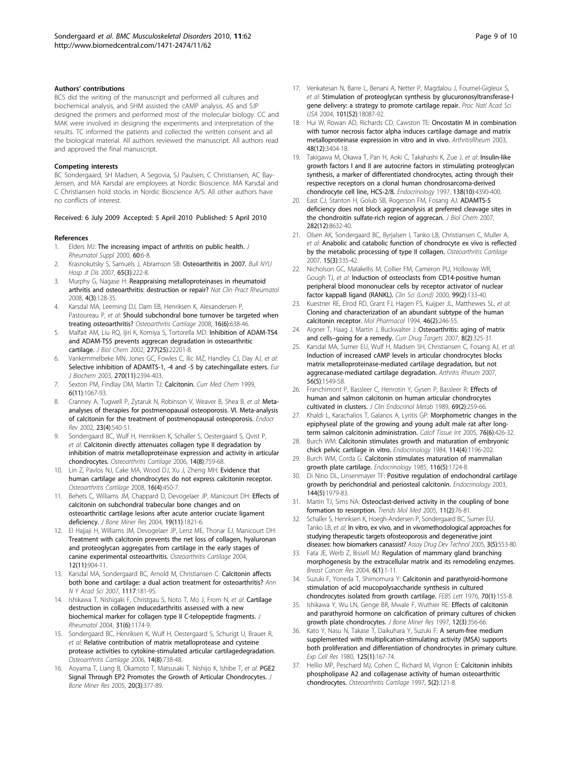#### Authors' contributions

BCS did the writing of the manuscript and performed all cultures and biochemical analysis, and SHM assisted the cAMP analysis. AS and SJP designed the primers and performed most of the molecular biology. CC and MAK were involved in designing the experiments and interpretation of the results. TC informed the patients and collected the written consent and all the biological material. All authors reviewed the manuscript. All authors read and approved the final manuscript.

#### Competing interests

BC Sondergaard, SH Madsen, A Segovia, SJ Paulsen, C Christiansen, AC Bay-Jensen, and MA Karsdal are employees at Nordic Bioscience. MA Karsdal and C Christiansen hold stocks in Nordic Bioscience A/S. All other authors have no conflicts of interest.

Received: 6 July 2009 Accepted: 5 April 2010 Published: 5 April 2010

#### References

1. Elders MJ: **The increasing impact of arthritis on public health.** *J Rheumatol Suppl* 2000, **60**:6-8.
2. Krasnokutsky S, Samuels J, Abramson SB: **Osteoarthritis in 2007.** *Bull NYU Hosp Jt Dis* 2007, **65(3)**:222-8.
3. Murphy G, Nagase H: **Reappraising metalloproteinases in rheumatoid arthritis and osteoarthritis: destruction or repair?** *Nat Clin Pract Rheumatol* 2008, **4(3)**:128-35.
4. Karsdal MA, Leeming DJ, Dam EB, Henriksen K, Alexandersen P, Pastoureau P, *et al*: **Should subchondral bone turnover be targeted when treating osteoarthritis?** *Osteoarthritis Cartilage* 2008, **16(6)**:638-46.
5. Malfait AM, Liu RQ, Ijiri K, Komiya S, Tortorella MD: **Inhibition of ADAM-TS4 and ADAM-TS5 prevents aggrecan degradation in osteoarthritic cartilage.** *J Biol Chem* 2002, **277(25)**:22201-8.
6. Vankemmelbeke MN, Jones GC, Fowles C, Ilic MZ, Handley CJ, Day AJ, *et al*: **Selective inhibition of ADAMTS-1, -4 and -5 by catechingallate esters.** *Eur J Biochem* 2003, **270(11)**:2394-403.
7. Sexton PM, Findlay DM, Martin TJ: **Calcitonin.** *Curr Med Chem* 1999, **6(11)**:1067-93.
8. Cranney A, Tugwell P, Zytaruk N, Robinson V, Weaver B, Shea B, *et al*: **Meta-analyses of therapies for postmenopausal osteoporosis. VI. Meta-analysis of calcitonin for the treatment of postmenopausal osteoporosis.** *Endocr Rev* 2002, **23(4)**:540-51.
9. Sondergaard BC, Wulf H, Henriksen K, Schaller S, Oestergaard S, Qvist P, *et al*: **Calcitonin directly attenuates collagen type II degradation by inhibition of matrix metalloproteinase expression and activity in articular chondrocytes.** *Osteoarthritis Cartilage* 2006, **14(8)**:759-68.
10. Lin Z, Pavlos NJ, Cake MA, Wood DJ, Xu J, Zheng MH: **Evidence that human cartilage and chondrocytes do not express calcitonin receptor.** *Osteoarthritis Cartilage* 2008, **16(4)**:450-7.
11. Behets C, Williams JM, Chappard D, Devogelaer JP, Manicourt DH: **Effects of calcitonin on subchondral trabecular bone changes and on osteoarthritic cartilage lesions after acute anterior cruciate ligament deficiency.** *J Bone Miner Res* 2004, **19(11)**:1821-6.
12. El Hajjaji H, Williams JM, Devogelaer JP, Lenz ME, Thonar EJ, Manicourt DH: **Treatment with calcitonin prevents the net loss of collagen, hyaluronan and proteoglycan aggregates from cartilage in the early stages of canine experimental osteoarthritis.** *Osteoarthritis Cartilage* 2004, **12(11)**:904-11.
13. Karsdal MA, Sondergaard BC, Arnold M, Christiansen C: **Calcitonin affects both bone and cartilage: a dual action treatment for osteoarthritis?** *Ann N Y Acad Sci* 2007, **1117**:181-95.
14. Ishikawa T, Nishigaki F, Christgau S, Noto T, Mo J, From N, *et al*: **Cartilage destruction in collagen inducedarthritis assessed with a new biochemical marker for collagen type II C-telopeptide fragments.** *J Rheumatol* 2004, **31(6)**:1174-9.
15. Sondergaard BC, Henriksen K, Wulf H, Oestergaard S, Schurigt U, Brauer R, *et al*: **Relative contribution of matrix metalloprotease and cysteine protease activities to cytokine-stimulated articular cartilagedegradation.** *Osteoarthritis Cartilage* 2006, **14(8)**:738-48.
16. Aoyama T, Liang B, Okamoto T, Matsusaki T, Nishijo K, Ishibe T, *et al*: **PGE2 Signal Through EP2 Promotes the Growth of Articular Chondrocytes.** *J Bone Miner Res* 2005, **20(3)**:377-89.
17. Venkatesan N, Barre L, Benani A, Netter P, Magdalou J, Fournel-Gigleux S, *et al*: **Stimulation of proteoglycan synthesis by glucuronosyltransferase-I gene delivery: a strategy to promote cartilage repair.** *Proc Natl Acad Sci USA* 2004, **101(52)**:18087-92.
18. Hui W, Rowan AD, Richards CD, Cawston TE: **Oncostatin M in combination with tumor necrosis factor alpha induces cartilage damage and matrix metalloproteinase expression in vitro and in vivo.** *ArthritisRheum* 2003, **48(12)**:3404-18.
19. Takigawa M, Okawa T, Pan H, Aoki C, Takahashi K, Zue J, *et al*: **Insulin-like growth factors I and II are autocrine factors in stimulating proteoglycan synthesis, a marker of differentiated chondrocytes, acting through their respective receptors on a clonal human chondrosarcoma-derived chondrocyte cell line, HCS-2/8.** *Endocrinology* 1997, **138(10)**:4390-400.
20. East CJ, Stanton H, Golub SB, Rogerson FM, Fosang AJ: **ADAMTS-5 deficiency does not block aggrecanolysis at preferred cleavage sites in the chondroitin sulfate-rich region of aggrecan.** *J Biol Chem* 2007, **282(12)**:8632-40.
21. Olsen AK, Sondergaard BC, Byrjalsen I, Tanko LB, Christiansen C, Muller A, *et al*: **Anabolic and catabolic function of chondrocyte ex vivo is reflected by the metabolic processing of type II collagen.** *Osteoarthritis Cartilage* 2007, **15(3)**:335-42.
22. Nicholson GC, Malakellis M, Collier FM, Cameron PU, Holloway WR, Gough TJ, *et al*: **Induction of osteoclasts from CD14-positive human peripheral blood mononuclear cells by receptor activator of nuclear factor kappaB ligand (RANKL).** *Clin Sci (Lond)* 2000, **99(2)**:133-40.
23. Kuestner RE, Elrod RD, Grant FJ, Hagen FS, Kuijper JL, Matthewes SL, *et al*: **Cloning and characterization of an abundant subtype of the human calcitonin receptor.** *Mol Pharmacol* 1994, **46(2)**:246-55.
24. Aigner T, Haag J, Martin J, Buckwalter J: **Osteoarthritis: aging of matrix and cells–going for a remedy.** *Curr Drug Targets* 2007, **8(2)**:325-31.
25. Karsdal MA, Sumer EU, Wulf H, Madsen SH, Christiansen C, Fosang AJ, *et al*: **Induction of increased cAMP levels in articular chondrocytes blocks matrix metalloproteinase-mediated cartilage degradation, but not aggrecanase-mediated cartilage degradation.** *Arthritis Rheum* 2007, **56(5)**:1549-58.
26. Franchimont P, Bassleer C, Henrotin Y, Gysen P, Bassleer R: **Effects of human and salmon calcitonin on human articular chondrocytes cultivated in clusters.** *J Clin Endocrinol Metab* 1989, **69(2)**:259-66.
27. Khaldi L, Karachalios T, Galanos A, Lyritis GP: **Morphometric changes in the epiphyseal plate of the growing and young adult male rat after long-term salmon calcitonin administration.** *Calcif Tissue Int* 2005, **76(6)**:426-32.
28. Burch WM: **Calcitonin stimulates growth and maturation of embryonic chick pelvic cartilage in vitro.** *Endocrinology* 1984, **114(4)**:1196-202.
29. Burch WM, Corda G: **Calcitonin stimulates maturation of mammalian growth plate cartilage.** *Endocrinology* 1985, **116(5)**:1724-8.
30. Di Nino DL, Linsenmayer TF: **Positive regulation of endochondral cartilage growth by perichondrial and periosteal calcitonin.** *Endocrinology* 2003, **144(5)**:1979-83.
31. Martin TJ, Sims NA: **Osteoclast-derived activity in the coupling of bone formation to resorption.** *Trends Mol Med* 2005, **11(2)**:76-81.
32. Schaller S, Henriksen K, Hoegh-Andersen P, Sondergaard BC, Sumer EU, Tanko LB, *et al*: **In vitro, ex vivo, and in vivomethodological approaches for studying therapeutic targets ofosteoporosis and degenerative joint diseases: how biomarkers canassist?** *Assay Drug Dev Technol* 2005, **3(5)**:553-80.
33. Fata JE, Werb Z, Bissell MJ: **Regulation of mammary gland branching morphogenesis by the extracellular matrix and its remodeling enzymes.** *Breast Cancer Res* 2004, **6(1)**:1-11.
34. Suzuki F, Yoneda T, Shimomura Y: **Calcitonin and parathyroid-hormone stimulation of acid mucopolysaccharide synthesis in cultured chondrocytes isolated from growth cartilage.** *FEBS Lett* 1976, **70(1)**:155-8.
35. Ishikawa Y, Wu LN, Genge BR, Mwale F, Wuthier RE: **Effects of calcitonin and parathyroid hormone on calcification of primary cultures of chicken growth plate chondrocytes.** *J Bone Miner Res* 1997, **12(3)**:356-66.
36. Kato Y, Nasu N, Takase T, Daikuhara Y, Suzuki F: **A serum-free medium supplemented with multiplication-stimulating activity (MSA) supports both proliferation and differentiation of chondrocytes in primary culture.** *Exp Cell Res* 1980, **125(1)**:167-74.
37. Hellio MP, Peschard MJ, Cohen C, Richard M, Vignon E: **Calcitonin inhibits phospholipase A2 and collagenase activity of human osteoarthritic chondrocytes.** *Osteoarthritis Cartilage* 1997, **5(2)**:121-8.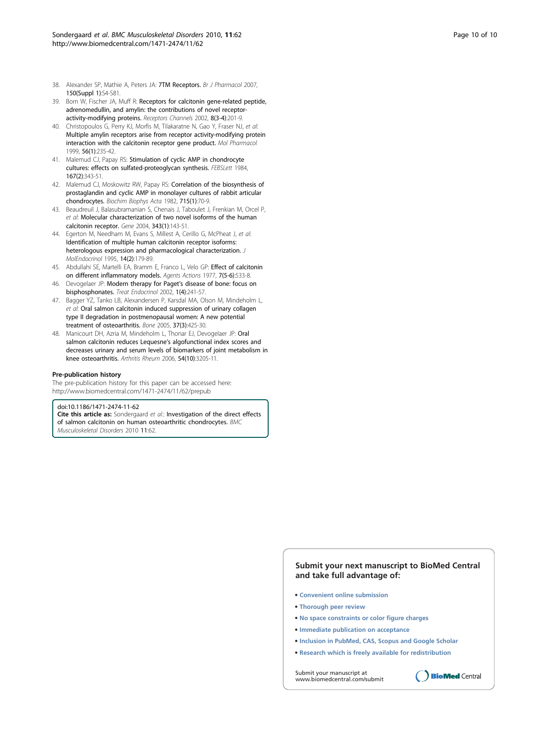38. Alexander SP, Mathie A, Peters JA: **7TM Receptors.** *Br J Pharmacol* 2007, **150(Suppl 1)**:S4-S81.
39. Born W, Fischer JA, Muff R: **Receptors for calcitonin gene-related peptide, adrenomedullin, and amylin: the contributions of novel receptor-activity-modifying proteins.** *Receptors Channels* 2002, **8(3-4)**:201-9.
40. Christopoulos G, Perry KJ, Morfis M, Tilakaratne N, Gao Y, Fraser NJ, *et al*: **Multiple amylin receptors arise from receptor activity-modifying protein interaction with the calcitonin receptor gene product.** *Mol Pharmacol* 1999, **56(1)**:235-42.
41. Malemud CJ, Papay RS: **Stimulation of cyclic AMP in chondrocyte cultures: effects on sulfated-proteoglycan synthesis.** *FEBSLett* 1984, **167(2)**:343-51.
42. Malemud CJ, Moskowitz RW, Papay RS: **Correlation of the biosynthesis of prostaglandin and cyclic AMP in monolayer cultures of rabbit articular chondrocytes.** *Biochim Biophys Acta* 1982, **715(1)**:70-9.
43. Beaudreuil J, Balasubramanian S, Chenais J, Taboulet J, Frenkian M, Orcel P, *et al*: **Molecular characterization of two novel isoforms of the human calcitonin receptor.** *Gene* 2004, **343(1)**:143-51.
44. Egerton M, Needham M, Evans S, Millest A, Cerillo G, McPheat J, *et al*: **Identification of multiple human calcitonin receptor isoforms: heterologous expression and pharmacological characterization.** *J MolEndocrinol* 1995, **14(2)**:179-89.
45. Abdullahi SE, Martelli EA, Bramm E, Franco L, Velo GP: **Effect of calcitonin on different inflammatory models.** *Agents Actions* 1977, **7(5-6)**:533-8.
46. Devogelaer JP: **Modern therapy for Paget's disease of bone: focus on bisphosphonates.** *Treat Endocrinol* 2002, **1(4)**:241-57.
47. Bagger YZ, Tanko LB, Alexandersen P, Karsdal MA, Olson M, Mindeholm L, *et al*: **Oral salmon calcitonin induced suppression of urinary collagen type II degradation in postmenopausal women: A new potential treatment of osteoarthritis.** *Bone* 2005, **37(3)**:425-30.
48. Manicourt DH, Azria M, Mindeholm L, Thonar EJ, Devogelaer JP: **Oral salmon calcitonin reduces Lequesne's algofunctional index scores and decreases urinary and serum levels of biomarkers of joint metabolism in knee osteoarthritis.** *Arthritis Rheum* 2006, **54(10)**:3205-11.

### Pre-publication history

The pre-publication history for this paper can be accessed here:
http://www.biomedcentral.com/1471-2474/11/62/prepub

doi:10.1186/1471-2474-11-62

**Cite this article as:** Sondergaard *et al.*: Investigation of the direct effects of salmon calcitonin on human osteoarthritic chondrocytes. *BMC Musculoskeletal Disorders* 2010 **11**:62.

**Submit your next manuscript to BioMed Central and take full advantage of:**

- Convenient online submission
- Thorough peer review
- No space constraints or color figure charges
- Immediate publication on acceptance
- Inclusion in PubMed, CAS, Scopus and Google Scholar
- Research which is freely available for redistribution

Submit your manuscript at
www.biomedcentral.com/submit

BioMed Central